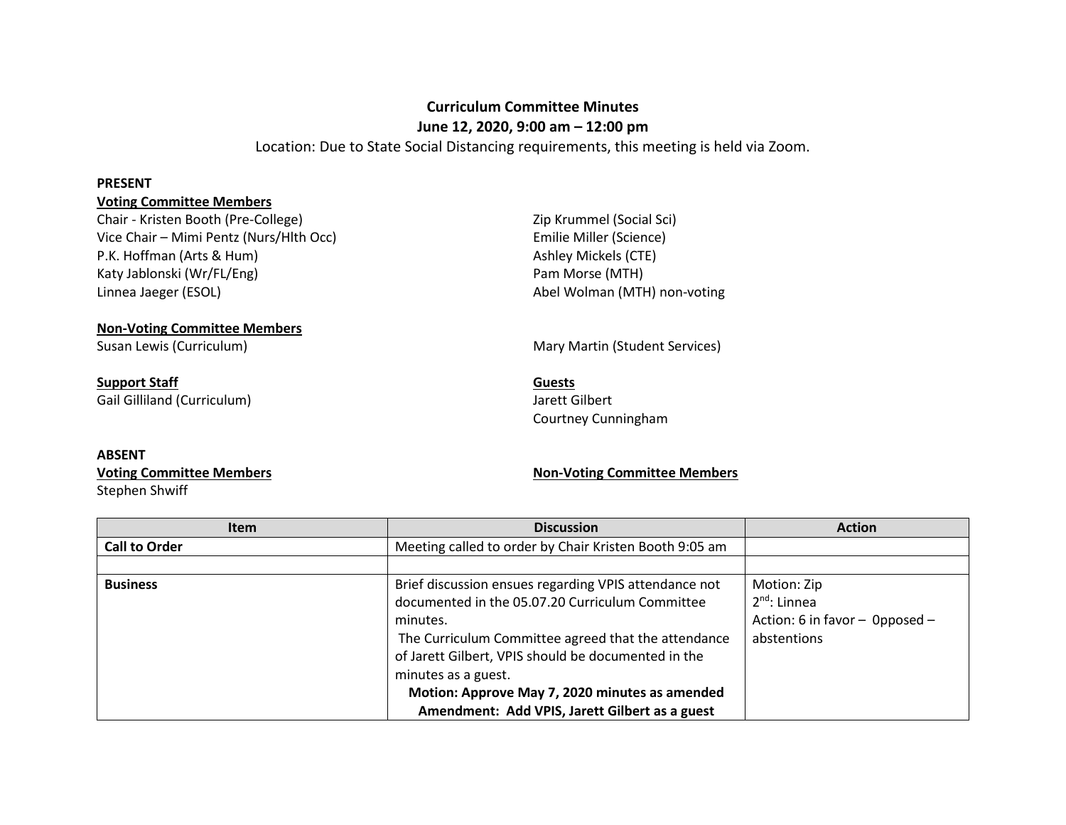**Curriculum Committee Minutes**

**June 12, 2020, 9:00 am – 12:00 pm**

Location: Due to State Social Distancing requirements, this meeting is held via Zoom.

**PRESENT**

**Voting Committee Members**

Chair - Kristen Booth (Pre-College)
Vice Chair – Mimi Pentz (Nurs/Hlth Occ)
P.K. Hoffman (Arts & Hum)
Katy Jablonski (Wr/FL/Eng)
Linnea Jaeger (ESOL)
Zip Krummel (Social Sci)
Emilie Miller (Science)
Ashley Mickels (CTE)
Pam Morse (MTH)
Abel Wolman (MTH) non-voting

**Non-Voting Committee Members**

Susan Lewis (Curriculum)
Mary Martin (Student Services)

**Support Staff**

Gail Gilliland (Curriculum)

**Guests**

Jarett Gilbert
Courtney Cunningham

**ABSENT**

**Voting Committee Members**

Stephen Shwiff

**Non-Voting Committee Members**

| Item | Discussion | Action |
|---|---|---|
| **Call to Order** | Meeting called to order by Chair Kristen Booth 9:05 am | |
| | | |
| **Business** | Brief discussion ensues regarding VPIS attendance not documented in the 05.07.20 Curriculum Committee minutes.<br>The Curriculum Committee agreed that the attendance of Jarett Gilbert, VPIS should be documented in the minutes as a guest.<br>**Motion: Approve May 7, 2020 minutes as amended**<br>**Amendment: Add VPIS, Jarett Gilbert as a guest** | Motion: Zip<br>2nd: Linnea<br>Action: 6 in favor – 0pposed – abstentions |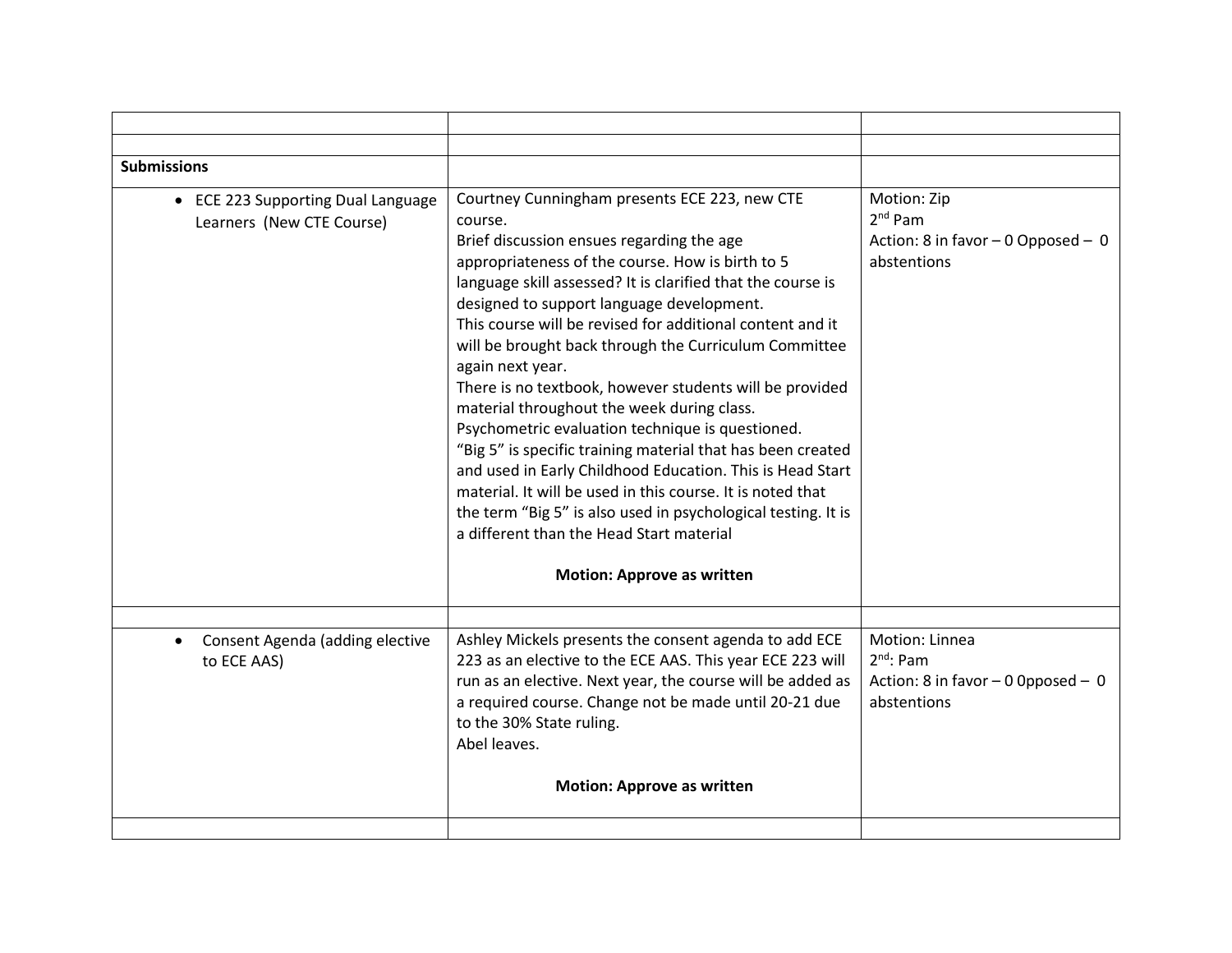| | | |
|---|---|---|
| | | |
| **Submissions** | | |
| • ECE 223 Supporting Dual Language Learners (New CTE Course) | Courtney Cunningham presents ECE 223, new CTE course.<br>Brief discussion ensues regarding the age appropriateness of the course. How is birth to 5 language skill assessed? It is clarified that the course is designed to support language development.<br>This course will be revised for additional content and it will be brought back through the Curriculum Committee again next year.<br>There is no textbook, however students will be provided material throughout the week during class.<br>Psychometric evaluation technique is questioned.<br>"Big 5" is specific training material that has been created and used in Early Childhood Education. This is Head Start material. It will be used in this course. It is noted that the term "Big 5" is also used in psychological testing. It is a different than the Head Start material<br><br>**Motion: Approve as written** | Motion: Zip<br>2nd Pam<br>Action: 8 in favor – 0 Opposed – 0 abstentions |
| | | |
| • Consent Agenda (adding elective to ECE AAS) | Ashley Mickels presents the consent agenda to add ECE 223 as an elective to the ECE AAS. This year ECE 223 will run as an elective. Next year, the course will be added as a required course. Change not be made until 20-21 due to the 30% State ruling.<br>Abel leaves.<br><br>**Motion: Approve as written** | Motion: Linnea<br>2nd: Pam<br>Action: 8 in favor – 0 0pposed – 0 abstentions |
| | | |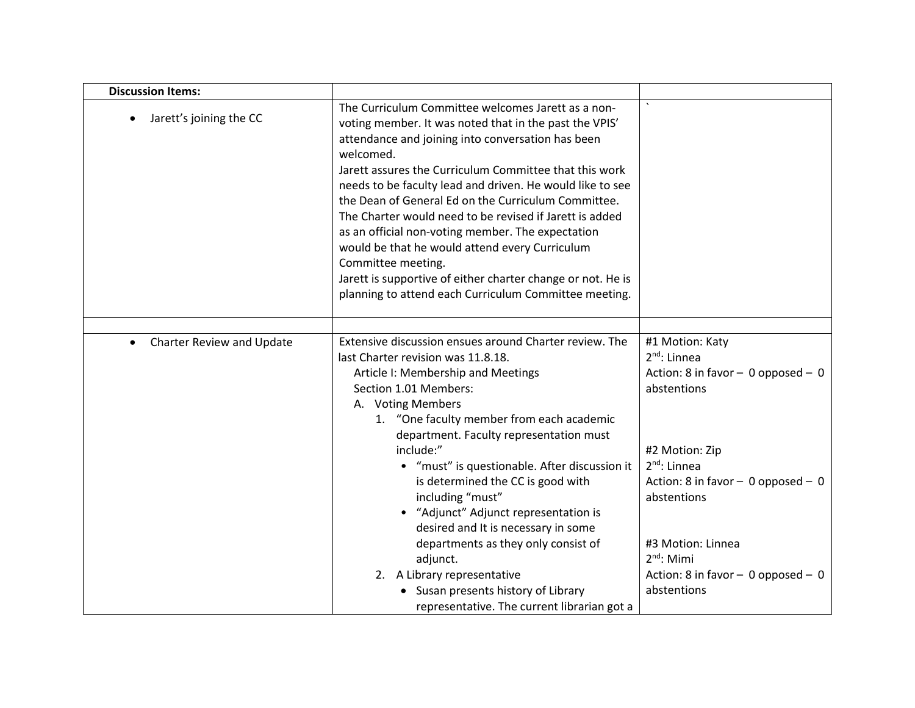| Discussion Items: | | |
|---|---|---|
| • Jarett's joining the CC | The Curriculum Committee welcomes Jarett as a non-voting member. It was noted that in the past the VPIS' attendance and joining into conversation has been welcomed.<br>Jarett assures the Curriculum Committee that this work needs to be faculty lead and driven. He would like to see the Dean of General Ed on the Curriculum Committee.<br>The Charter would need to be revised if Jarett is added as an official non-voting member. The expectation would be that he would attend every Curriculum Committee meeting.<br>Jarett is supportive of either charter change or not. He is planning to attend each Curriculum Committee meeting. | ` |
| | | |
| • Charter Review and Update | Extensive discussion ensues around Charter review. The last Charter revision was 11.8.18.<br>Article I: Membership and Meetings<br>Section 1.01 Members:<br>A. Voting Members<br>1. "One faculty member from each academic department. Faculty representation must include:"<br>• "must" is questionable. After discussion it is determined the CC is good with including "must"<br>• "Adjunct" Adjunct representation is desired and It is necessary in some departments as they only consist of adjunct.<br>2. A Library representative<br>• Susan presents history of Library representative. The current librarian got a | #1 Motion: Katy<br>2nd: Linnea<br>Action: 8 in favor – 0 opposed – 0 abstentions<br><br>#2 Motion: Zip<br>2nd: Linnea<br>Action: 8 in favor – 0 opposed – 0 abstentions<br><br>#3 Motion: Linnea<br>2nd: Mimi<br>Action: 8 in favor – 0 opposed – 0 abstentions |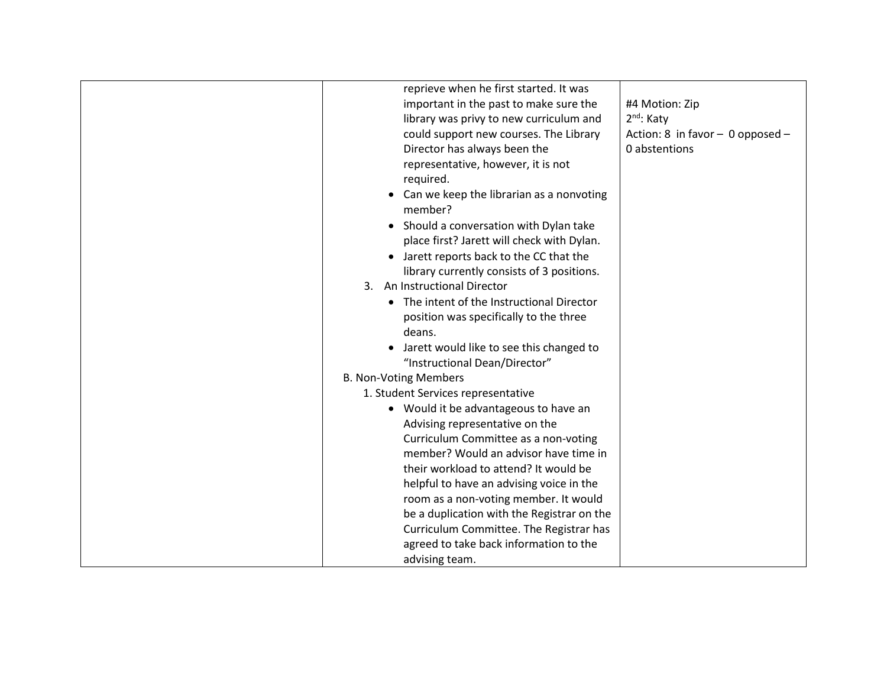| | | |
|---|---|---|
| | reprieve when he first started. It was important in the past to make sure the library was privy to new curriculum and could support new courses. The Library Director has always been the representative, however, it is not required.<br>• Can we keep the librarian as a nonvoting member?<br>• Should a conversation with Dylan take place first? Jarett will check with Dylan.<br>• Jarett reports back to the CC that the library currently consists of 3 positions.<br>3. An Instructional Director<br>• The intent of the Instructional Director position was specifically to the three deans.<br>• Jarett would like to see this changed to "Instructional Dean/Director"<br>B. Non-Voting Members<br>1. Student Services representative<br>• Would it be advantageous to have an Advising representative on the Curriculum Committee as a non-voting member? Would an advisor have time in their workload to attend? It would be helpful to have an advising voice in the room as a non-voting member. It would be a duplication with the Registrar on the Curriculum Committee. The Registrar has agreed to take back information to the advising team. | #4 Motion: Zip<br>2nd: Katy<br>Action: 8 in favor – 0 opposed – 0 abstentions |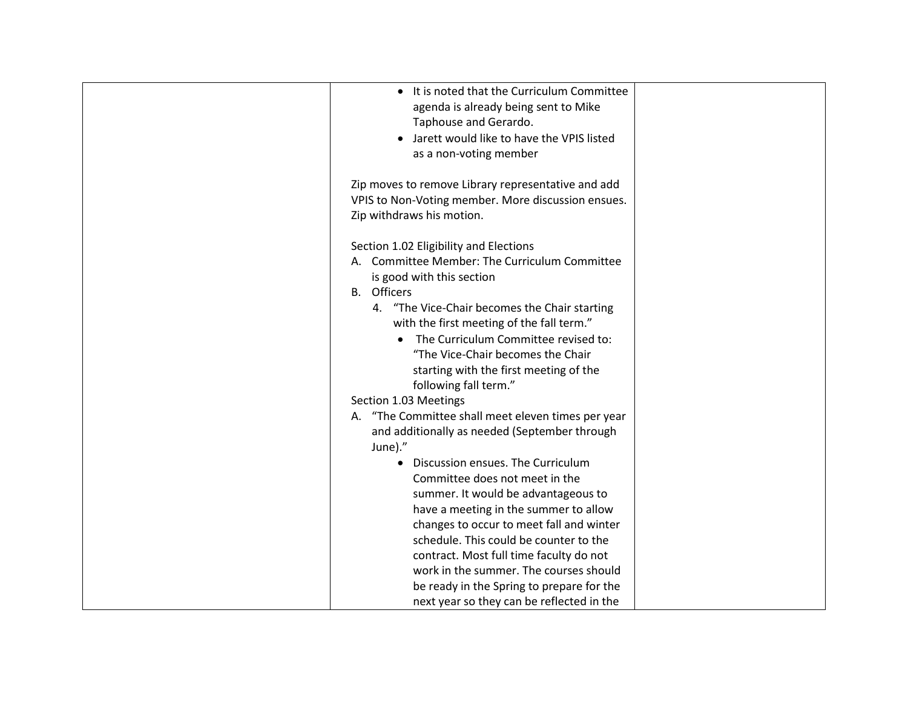| | | |
|---|---|---|
| | • It is noted that the Curriculum Committee agenda is already being sent to Mike Taphouse and Gerardo.<br>• Jarett would like to have the VPIS listed as a non-voting member<br><br>Zip moves to remove Library representative and add VPIS to Non-Voting member. More discussion ensues. Zip withdraws his motion.<br><br>Section 1.02 Eligibility and Elections<br>A. Committee Member: The Curriculum Committee is good with this section<br>B. Officers<br>4. "The Vice-Chair becomes the Chair starting with the first meeting of the fall term."<br>• The Curriculum Committee revised to: "The Vice-Chair becomes the Chair starting with the first meeting of the following fall term."<br>Section 1.03 Meetings<br>A. "The Committee shall meet eleven times per year and additionally as needed (September through June)."<br>• Discussion ensues. The Curriculum Committee does not meet in the summer. It would be advantageous to have a meeting in the summer to allow changes to occur to meet fall and winter schedule. This could be counter to the contract. Most full time faculty do not work in the summer. The courses should be ready in the Spring to prepare for the next year so they can be reflected in the | |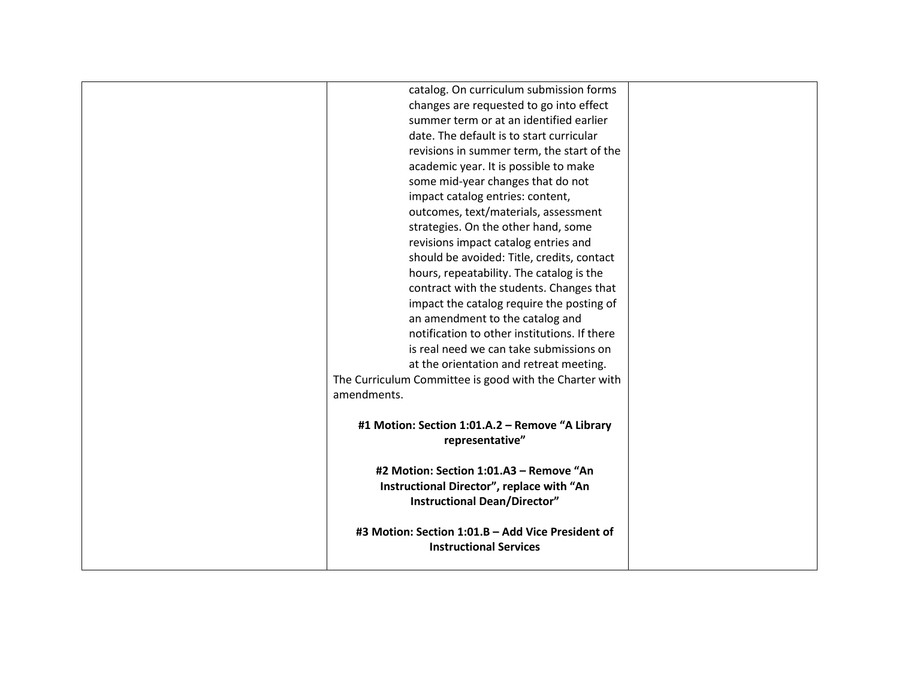| | | |
|---|---|---|
| | catalog. On curriculum submission forms changes are requested to go into effect summer term or at an identified earlier date. The default is to start curricular revisions in summer term, the start of the academic year. It is possible to make some mid-year changes that do not impact catalog entries: content, outcomes, text/materials, assessment strategies. On the other hand, some revisions impact catalog entries and should be avoided: Title, credits, contact hours, repeatability. The catalog is the contract with the students. Changes that impact the catalog require the posting of an amendment to the catalog and notification to other institutions. If there is real need we can take submissions on at the orientation and retreat meeting.<br>The Curriculum Committee is good with the Charter with amendments.<br><br>**#1 Motion: Section 1:01.A.2 – Remove "A Library representative"**<br><br>**#2 Motion: Section 1:01.A3 – Remove "An Instructional Director", replace with "An Instructional Dean/Director"**<br><br>**#3 Motion: Section 1:01.B – Add Vice President of Instructional Services** | |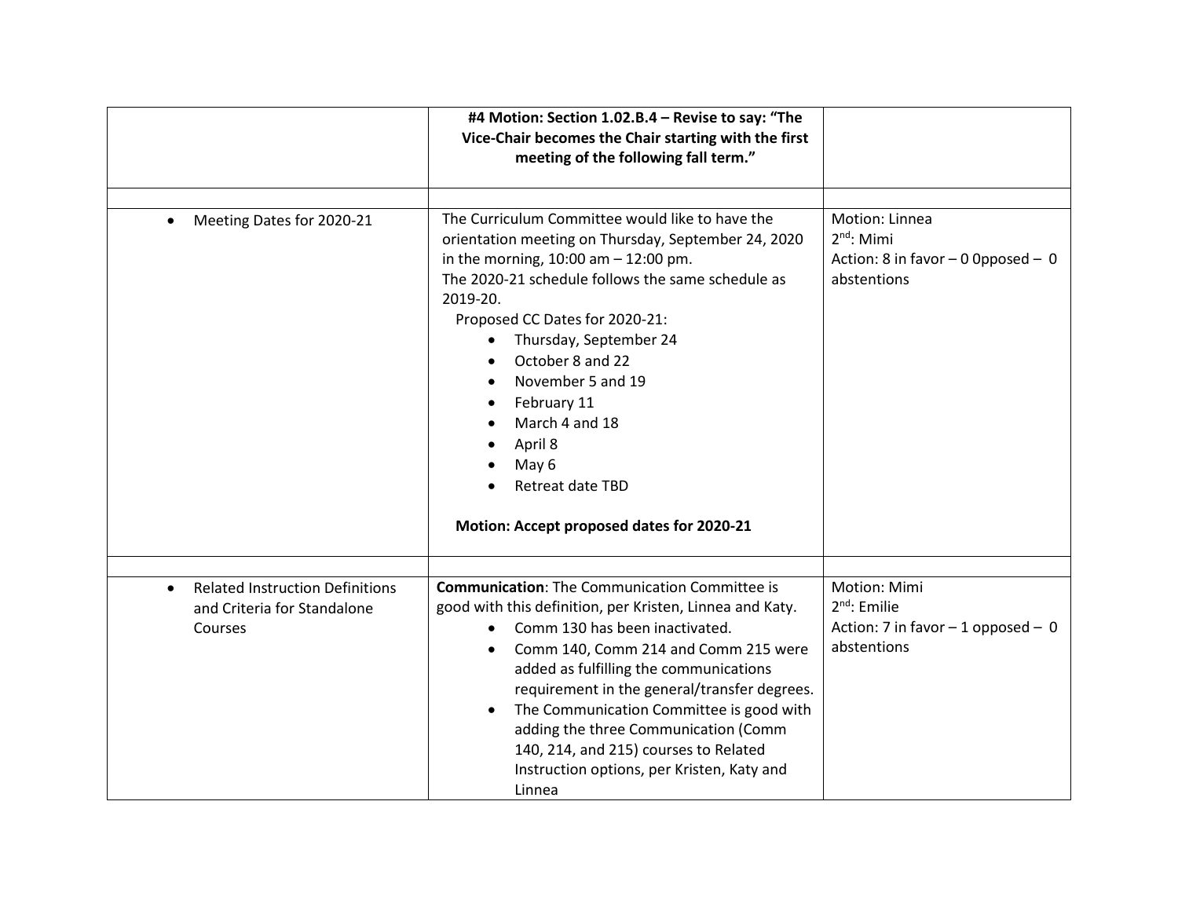| | | |
|---|---|---|
| | **#4 Motion: Section 1.02.B.4 – Revise to say: "The Vice-Chair becomes the Chair starting with the first meeting of the following fall term."** | |
| | | |
| • Meeting Dates for 2020-21 | The Curriculum Committee would like to have the orientation meeting on Thursday, September 24, 2020 in the morning, 10:00 am – 12:00 pm.<br>The 2020-21 schedule follows the same schedule as 2019-20.<br>Proposed CC Dates for 2020-21:<br>• Thursday, September 24<br>• October 8 and 22<br>• November 5 and 19<br>• February 11<br>• March 4 and 18<br>• April 8<br>• May 6<br>• Retreat date TBD<br><br>**Motion: Accept proposed dates for 2020-21** | Motion: Linnea<br>2nd: Mimi<br>Action: 8 in favor – 0 0pposed – 0 abstentions |
| | | |
| • Related Instruction Definitions and Criteria for Standalone Courses | **Communication**: The Communication Committee is good with this definition, per Kristen, Linnea and Katy.<br>• Comm 130 has been inactivated.<br>• Comm 140, Comm 214 and Comm 215 were added as fulfilling the communications requirement in the general/transfer degrees.<br>• The Communication Committee is good with adding the three Communication (Comm 140, 214, and 215) courses to Related Instruction options, per Kristen, Katy and Linnea | Motion: Mimi<br>2nd: Emilie<br>Action: 7 in favor – 1 opposed – 0 abstentions |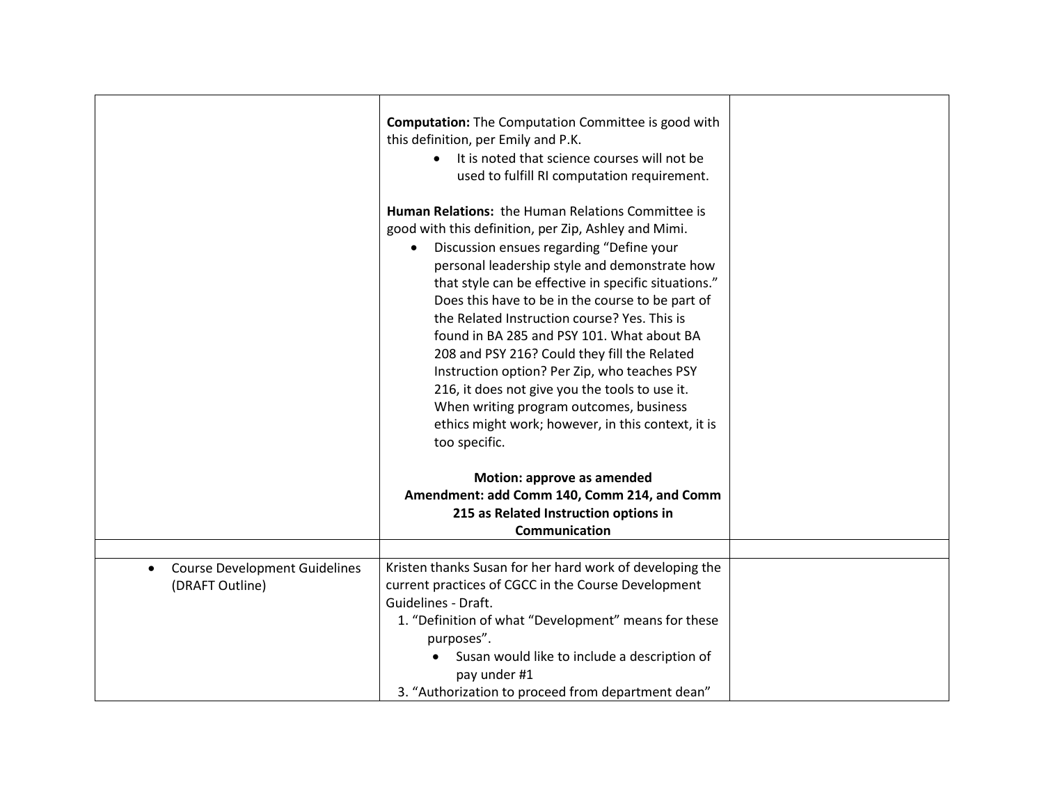| | | |
|---|---|---|
| | **Computation:** The Computation Committee is good with this definition, per Emily and P.K.<br>• It is noted that science courses will not be used to fulfill RI computation requirement.<br><br>**Human Relations:** the Human Relations Committee is good with this definition, per Zip, Ashley and Mimi.<br>• Discussion ensues regarding "Define your personal leadership style and demonstrate how that style can be effective in specific situations." Does this have to be in the course to be part of the Related Instruction course? Yes. This is found in BA 285 and PSY 101. What about BA 208 and PSY 216? Could they fill the Related Instruction option? Per Zip, who teaches PSY 216, it does not give you the tools to use it. When writing program outcomes, business ethics might work; however, in this context, it is too specific.<br><br>**Motion: approve as amended**<br>**Amendment: add Comm 140, Comm 214, and Comm 215 as Related Instruction options in Communication** | |
| | | |
| • Course Development Guidelines (DRAFT Outline) | Kristen thanks Susan for her hard work of developing the current practices of CGCC in the Course Development Guidelines - Draft.<br>1. "Definition of what "Development" means for these purposes".<br>• Susan would like to include a description of pay under #1<br>3. "Authorization to proceed from department dean" | |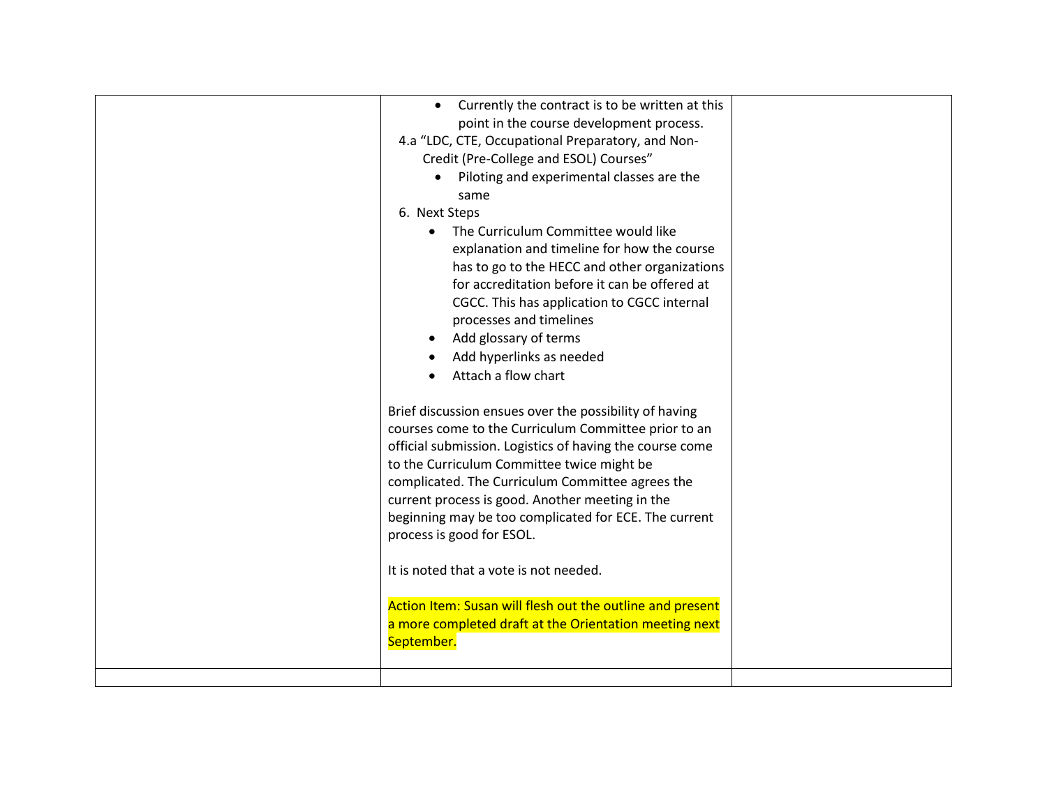| | | |
|---|---|---|
| | • Currently the contract is to be written at this point in the course development process.<br>4.a "LDC, CTE, Occupational Preparatory, and Non-Credit (Pre-College and ESOL) Courses"<br>• Piloting and experimental classes are the same<br>6. Next Steps<br>• The Curriculum Committee would like explanation and timeline for how the course has to go to the HECC and other organizations for accreditation before it can be offered at CGCC. This has application to CGCC internal processes and timelines<br>• Add glossary of terms<br>• Add hyperlinks as needed<br>• Attach a flow chart<br><br>Brief discussion ensues over the possibility of having courses come to the Curriculum Committee prior to an official submission. Logistics of having the course come to the Curriculum Committee twice might be complicated. The Curriculum Committee agrees the current process is good. Another meeting in the beginning may be too complicated for ECE. The current process is good for ESOL.<br><br>It is noted that a vote is not needed.<br><br>Action Item: Susan will flesh out the outline and present a more completed draft at the Orientation meeting next September. | |
| | | |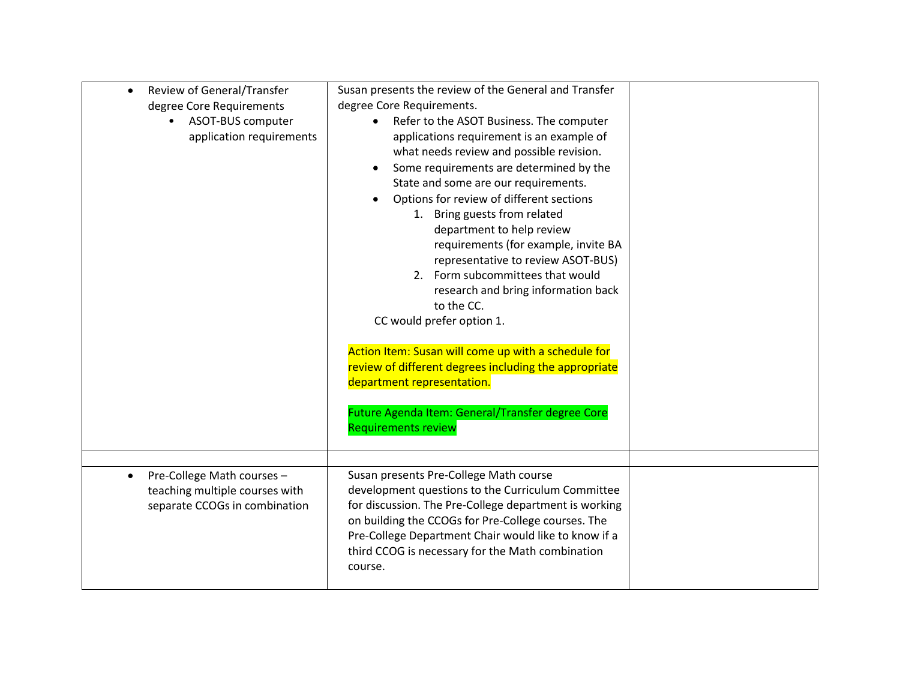| | | |
|---|---|---|
| • Review of General/Transfer degree Core Requirements<br>  ◦ ASOT-BUS computer application requirements | Susan presents the review of the General and Transfer degree Core Requirements.<br>• Refer to the ASOT Business. The computer applications requirement is an example of what needs review and possible revision.<br>• Some requirements are determined by the State and some are our requirements.<br>• Options for review of different sections<br>  1. Bring guests from related department to help review requirements (for example, invite BA representative to review ASOT-BUS)<br>  2. Form subcommittees that would research and bring information back to the CC.<br>CC would prefer option 1.<br><br>Action Item: Susan will come up with a schedule for review of different degrees including the appropriate department representation.<br><br>Future Agenda Item: General/Transfer degree Core Requirements review | |
| | | |
| • Pre-College Math courses – teaching multiple courses with separate CCOGs in combination | Susan presents Pre-College Math course development questions to the Curriculum Committee for discussion. The Pre-College department is working on building the CCOGs for Pre-College courses. The Pre-College Department Chair would like to know if a third CCOG is necessary for the Math combination course. | |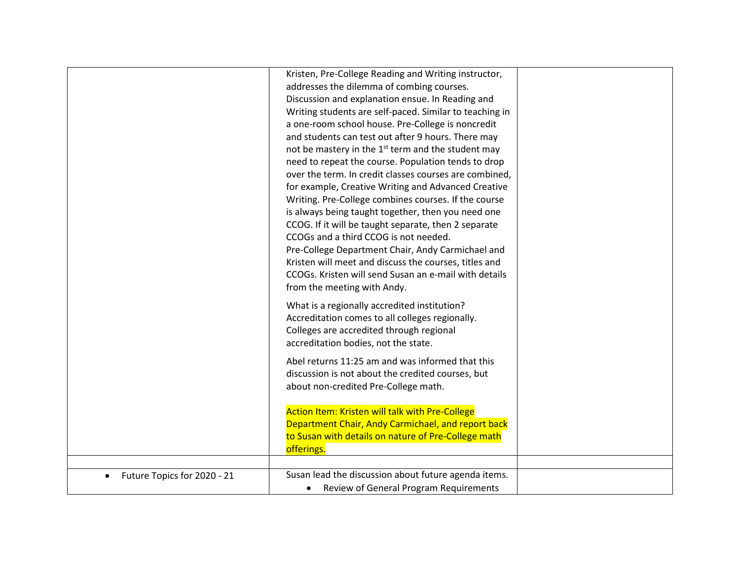| | | |
|---|---|---|
| | Kristen, Pre-College Reading and Writing instructor, addresses the dilemma of combing courses. Discussion and explanation ensue. In Reading and Writing students are self-paced. Similar to teaching in a one-room school house. Pre-College is noncredit and students can test out after 9 hours. There may not be mastery in the 1st term and the student may need to repeat the course. Population tends to drop over the term. In credit classes courses are combined, for example, Creative Writing and Advanced Creative Writing. Pre-College combines courses. If the course is always being taught together, then you need one CCOG. If it will be taught separate, then 2 separate CCOGs and a third CCOG is not needed. Pre-College Department Chair, Andy Carmichael and Kristen will meet and discuss the courses, titles and CCOGs. Kristen will send Susan an e-mail with details from the meeting with Andy.<br><br>What is a regionally accredited institution? Accreditation comes to all colleges regionally. Colleges are accredited through regional accreditation bodies, not the state.<br><br>Abel returns 11:25 am and was informed that this discussion is not about the credited courses, but about non-credited Pre-College math.<br><br>Action Item: Kristen will talk with Pre-College Department Chair, Andy Carmichael, and report back to Susan with details on nature of Pre-College math offerings. | |
| | | |
| • Future Topics for 2020 - 21 | Susan lead the discussion about future agenda items.<br>• Review of General Program Requirements | |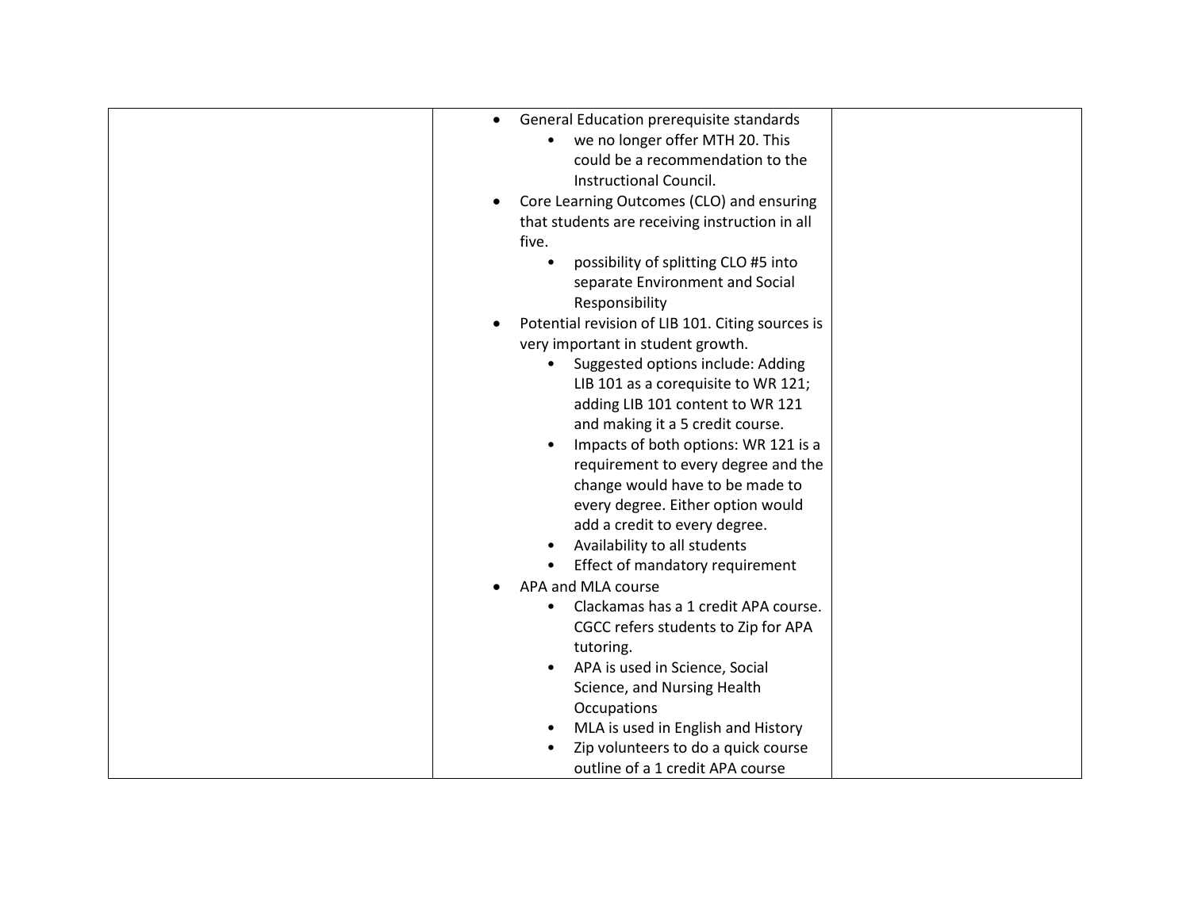|  | - General Education prerequisite standards<br>&nbsp;&nbsp;&nbsp;&nbsp;- we no longer offer MTH 20. This could be a recommendation to the Instructional Council.<br>- Core Learning Outcomes (CLO) and ensuring that students are receiving instruction in all five.<br>&nbsp;&nbsp;&nbsp;&nbsp;- possibility of splitting CLO #5 into separate Environment and Social Responsibility<br>- Potential revision of LIB 101. Citing sources is very important in student growth.<br>&nbsp;&nbsp;&nbsp;&nbsp;- Suggested options include: Adding LIB 101 as a corequisite to WR 121; adding LIB 101 content to WR 121 and making it a 5 credit course.<br>&nbsp;&nbsp;&nbsp;&nbsp;- Impacts of both options: WR 121 is a requirement to every degree and the change would have to be made to every degree. Either option would add a credit to every degree.<br>&nbsp;&nbsp;&nbsp;&nbsp;- Availability to all students<br>&nbsp;&nbsp;&nbsp;&nbsp;- Effect of mandatory requirement<br>- APA and MLA course<br>&nbsp;&nbsp;&nbsp;&nbsp;- Clackamas has a 1 credit APA course. CGCC refers students to Zip for APA tutoring.<br>&nbsp;&nbsp;&nbsp;&nbsp;- APA is used in Science, Social Science, and Nursing Health Occupations<br>&nbsp;&nbsp;&nbsp;&nbsp;- MLA is used in English and History<br>&nbsp;&nbsp;&nbsp;&nbsp;- Zip volunteers to do a quick course outline of a 1 credit APA course |  |
|---|---|---|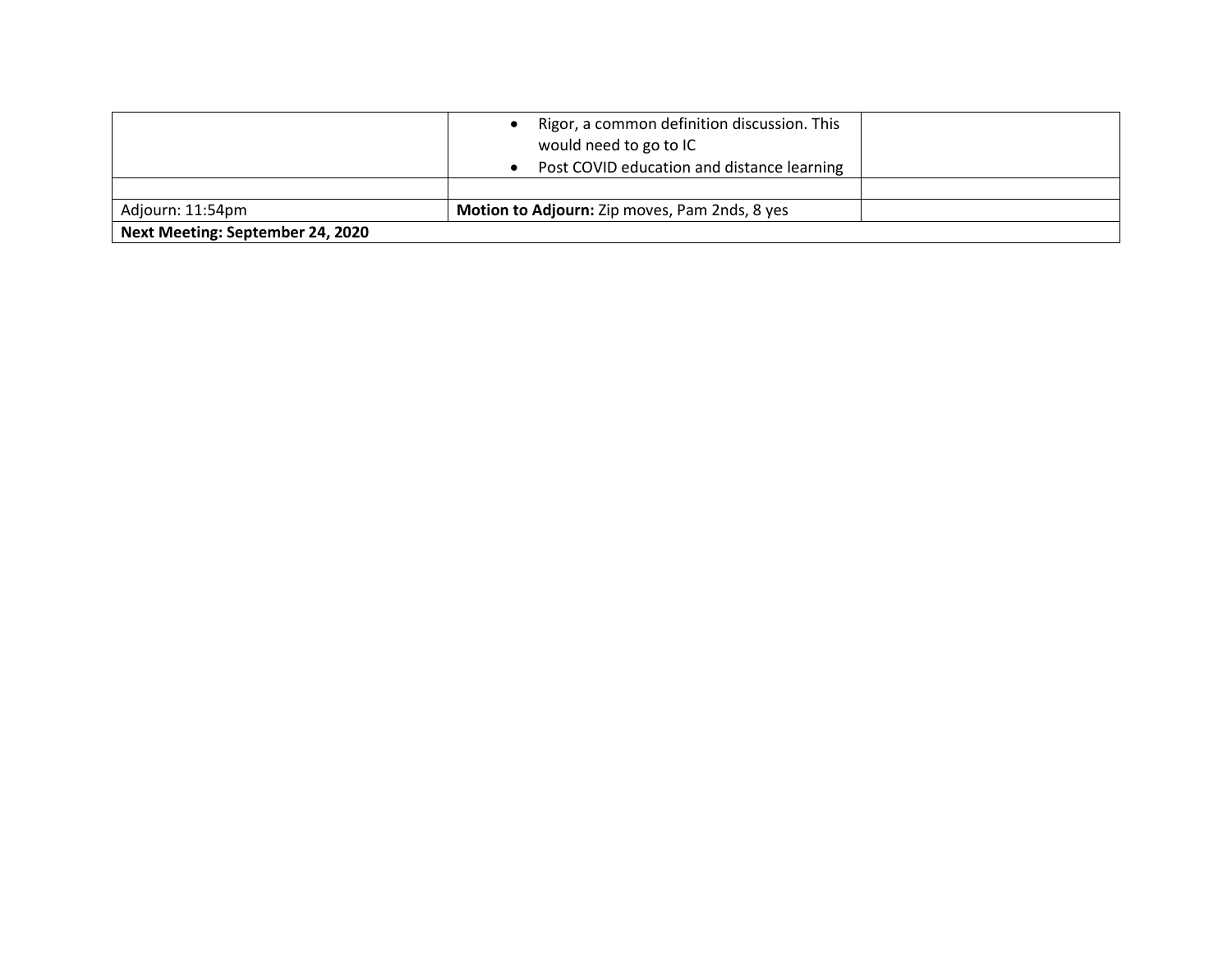| | | |
|---|---|---|
| | • Rigor, a common definition discussion. This would need to go to IC<br>• Post COVID education and distance learning | |
| | | |
| Adjourn: 11:54pm | **Motion to Adjourn:** Zip moves, Pam 2nds, 8 yes | |
| **Next Meeting: September 24, 2020** | | |